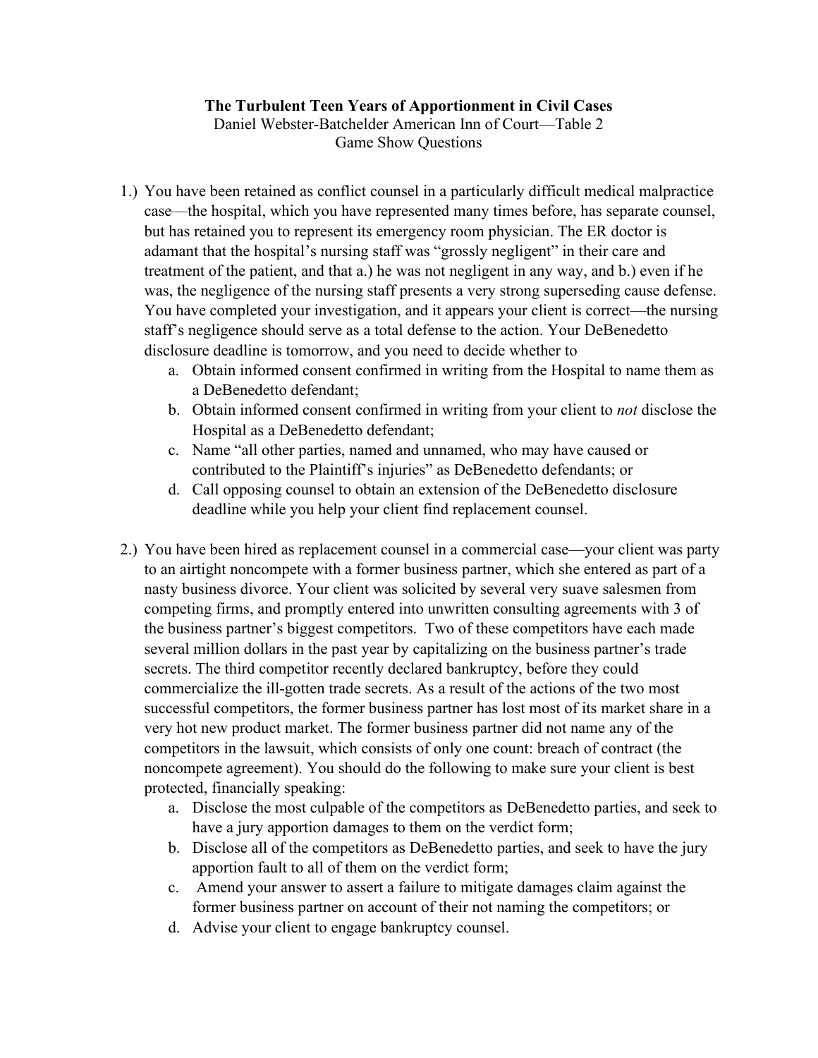**The Turbulent Teen Years of Apportionment in Civil Cases**

Daniel Webster-Batchelder American Inn of Court—Table 2

Game Show Questions

1.) You have been retained as conflict counsel in a particularly difficult medical malpractice case—the hospital, which you have represented many times before, has separate counsel, but has retained you to represent its emergency room physician. The ER doctor is adamant that the hospital's nursing staff was "grossly negligent" in their care and treatment of the patient, and that a.) he was not negligent in any way, and b.) even if he was, the negligence of the nursing staff presents a very strong superseding cause defense. You have completed your investigation, and it appears your client is correct—the nursing staff's negligence should serve as a total defense to the action. Your DeBenedetto disclosure deadline is tomorrow, and you need to decide whether to

   a. Obtain informed consent confirmed in writing from the Hospital to name them as a DeBenedetto defendant;
   b. Obtain informed consent confirmed in writing from your client to *not* disclose the Hospital as a DeBenedetto defendant;
   c. Name "all other parties, named and unnamed, who may have caused or contributed to the Plaintiff's injuries" as DeBenedetto defendants; or
   d. Call opposing counsel to obtain an extension of the DeBenedetto disclosure deadline while you help your client find replacement counsel.

2.) You have been hired as replacement counsel in a commercial case—your client was party to an airtight noncompete with a former business partner, which she entered as part of a nasty business divorce. Your client was solicited by several very suave salesmen from competing firms, and promptly entered into unwritten consulting agreements with 3 of the business partner's biggest competitors. Two of these competitors have each made several million dollars in the past year by capitalizing on the business partner's trade secrets. The third competitor recently declared bankruptcy, before they could commercialize the ill-gotten trade secrets. As a result of the actions of the two most successful competitors, the former business partner has lost most of its market share in a very hot new product market. The former business partner did not name any of the competitors in the lawsuit, which consists of only one count: breach of contract (the noncompete agreement). You should do the following to make sure your client is best protected, financially speaking:

   a. Disclose the most culpable of the competitors as DeBenedetto parties, and seek to have a jury apportion damages to them on the verdict form;
   b. Disclose all of the competitors as DeBenedetto parties, and seek to have the jury apportion fault to all of them on the verdict form;
   c. Amend your answer to assert a failure to mitigate damages claim against the former business partner on account of their not naming the competitors; or
   d. Advise your client to engage bankruptcy counsel.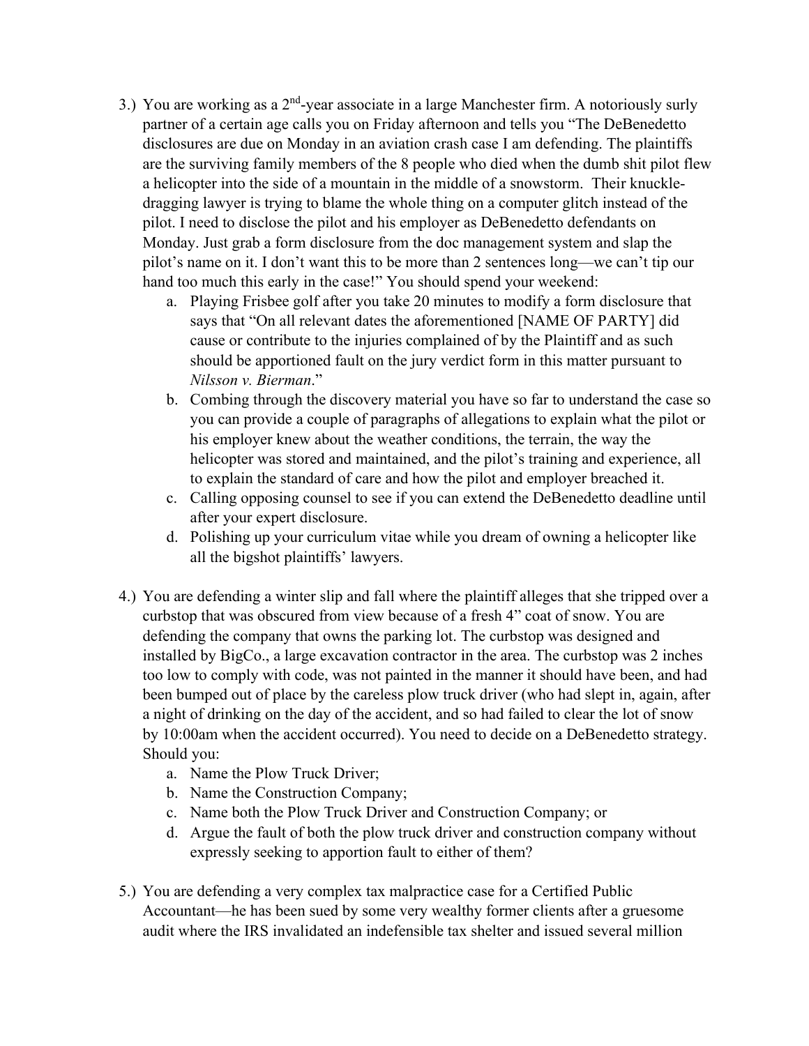3.) You are working as a 2nd-year associate in a large Manchester firm. A notoriously surly partner of a certain age calls you on Friday afternoon and tells you "The DeBenedetto disclosures are due on Monday in an aviation crash case I am defending. The plaintiffs are the surviving family members of the 8 people who died when the dumb shit pilot flew a helicopter into the side of a mountain in the middle of a snowstorm. Their knuckle-dragging lawyer is trying to blame the whole thing on a computer glitch instead of the pilot. I need to disclose the pilot and his employer as DeBenedetto defendants on Monday. Just grab a form disclosure from the doc management system and slap the pilot's name on it. I don't want this to be more than 2 sentences long—we can't tip our hand too much this early in the case!" You should spend your weekend:

a. Playing Frisbee golf after you take 20 minutes to modify a form disclosure that says that "On all relevant dates the aforementioned [NAME OF PARTY] did cause or contribute to the injuries complained of by the Plaintiff and as such should be apportioned fault on the jury verdict form in this matter pursuant to *Nilsson v. Bierman*."
b. Combing through the discovery material you have so far to understand the case so you can provide a couple of paragraphs of allegations to explain what the pilot or his employer knew about the weather conditions, the terrain, the way the helicopter was stored and maintained, and the pilot's training and experience, all to explain the standard of care and how the pilot and employer breached it.
c. Calling opposing counsel to see if you can extend the DeBenedetto deadline until after your expert disclosure.
d. Polishing up your curriculum vitae while you dream of owning a helicopter like all the bigshot plaintiffs' lawyers.

4.) You are defending a winter slip and fall where the plaintiff alleges that she tripped over a curbstop that was obscured from view because of a fresh 4" coat of snow. You are defending the company that owns the parking lot. The curbstop was designed and installed by BigCo., a large excavation contractor in the area. The curbstop was 2 inches too low to comply with code, was not painted in the manner it should have been, and had been bumped out of place by the careless plow truck driver (who had slept in, again, after a night of drinking on the day of the accident, and so had failed to clear the lot of snow by 10:00am when the accident occurred). You need to decide on a DeBenedetto strategy. Should you:

a. Name the Plow Truck Driver;
b. Name the Construction Company;
c. Name both the Plow Truck Driver and Construction Company; or
d. Argue the fault of both the plow truck driver and construction company without expressly seeking to apportion fault to either of them?

5.) You are defending a very complex tax malpractice case for a Certified Public Accountant—he has been sued by some very wealthy former clients after a gruesome audit where the IRS invalidated an indefensible tax shelter and issued several million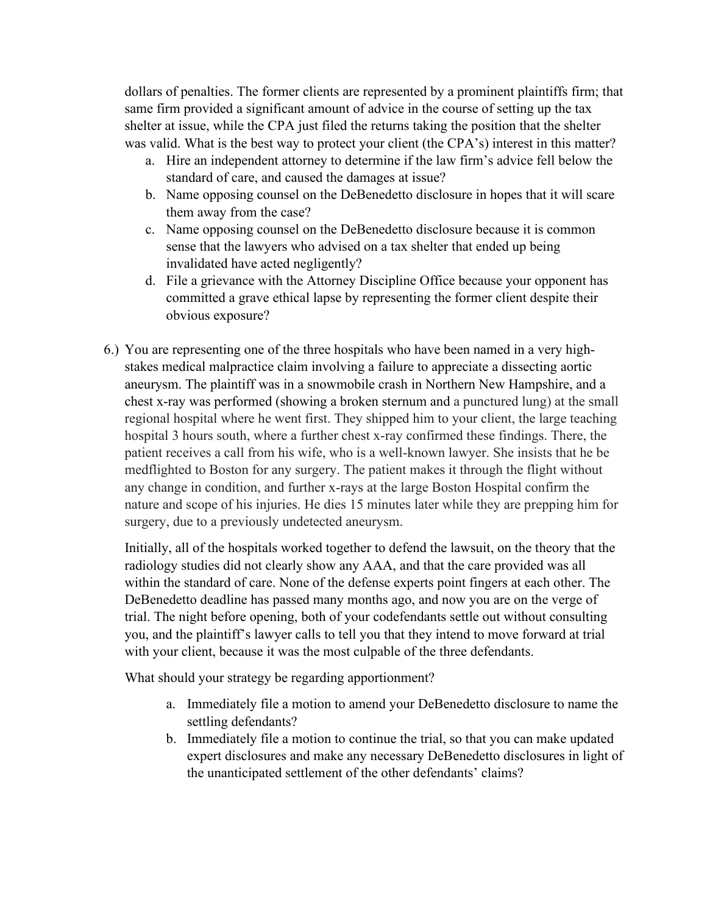dollars of penalties. The former clients are represented by a prominent plaintiffs firm; that same firm provided a significant amount of advice in the course of setting up the tax shelter at issue, while the CPA just filed the returns taking the position that the shelter was valid. What is the best way to protect your client (the CPA's) interest in this matter?

   a. Hire an independent attorney to determine if the law firm's advice fell below the standard of care, and caused the damages at issue?
   b. Name opposing counsel on the DeBenedetto disclosure in hopes that it will scare them away from the case?
   c. Name opposing counsel on the DeBenedetto disclosure because it is common sense that the lawyers who advised on a tax shelter that ended up being invalidated have acted negligently?
   d. File a grievance with the Attorney Discipline Office because your opponent has committed a grave ethical lapse by representing the former client despite their obvious exposure?

6.) You are representing one of the three hospitals who have been named in a very high-stakes medical malpractice claim involving a failure to appreciate a dissecting aortic aneurysm. The plaintiff was in a snowmobile crash in Northern New Hampshire, and a chest x-ray was performed (showing a broken sternum and a punctured lung) at the small regional hospital where he went first. They shipped him to your client, the large teaching hospital 3 hours south, where a further chest x-ray confirmed these findings. There, the patient receives a call from his wife, who is a well-known lawyer. She insists that he be medflighted to Boston for any surgery. The patient makes it through the flight without any change in condition, and further x-rays at the large Boston Hospital confirm the nature and scope of his injuries. He dies 15 minutes later while they are prepping him for surgery, due to a previously undetected aneurysm.

   Initially, all of the hospitals worked together to defend the lawsuit, on the theory that the radiology studies did not clearly show any AAA, and that the care provided was all within the standard of care. None of the defense experts point fingers at each other. The DeBenedetto deadline has passed many months ago, and now you are on the verge of trial. The night before opening, both of your codefendants settle out without consulting you, and the plaintiff's lawyer calls to tell you that they intend to move forward at trial with your client, because it was the most culpable of the three defendants.

   What should your strategy be regarding apportionment?

   a. Immediately file a motion to amend your DeBenedetto disclosure to name the settling defendants?
   b. Immediately file a motion to continue the trial, so that you can make updated expert disclosures and make any necessary DeBenedetto disclosures in light of the unanticipated settlement of the other defendants' claims?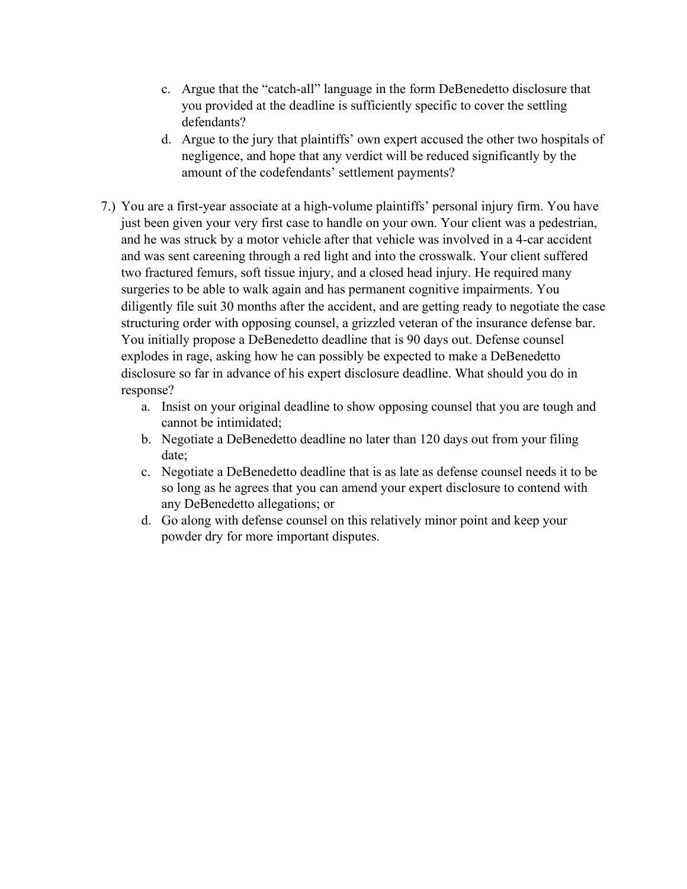c. Argue that the "catch-all" language in the form DeBenedetto disclosure that you provided at the deadline is sufficiently specific to cover the settling defendants?
   d. Argue to the jury that plaintiffs' own expert accused the other two hospitals of negligence, and hope that any verdict will be reduced significantly by the amount of the codefendants' settlement payments?

7.) You are a first-year associate at a high-volume plaintiffs' personal injury firm. You have just been given your very first case to handle on your own. Your client was a pedestrian, and he was struck by a motor vehicle after that vehicle was involved in a 4-car accident and was sent careening through a red light and into the crosswalk. Your client suffered two fractured femurs, soft tissue injury, and a closed head injury. He required many surgeries to be able to walk again and has permanent cognitive impairments. You diligently file suit 30 months after the accident, and are getting ready to negotiate the case structuring order with opposing counsel, a grizzled veteran of the insurance defense bar. You initially propose a DeBenedetto deadline that is 90 days out. Defense counsel explodes in rage, asking how he can possibly be expected to make a DeBenedetto disclosure so far in advance of his expert disclosure deadline. What should you do in response?
   a. Insist on your original deadline to show opposing counsel that you are tough and cannot be intimidated;
   b. Negotiate a DeBenedetto deadline no later than 120 days out from your filing date;
   c. Negotiate a DeBenedetto deadline that is as late as defense counsel needs it to be so long as he agrees that you can amend your expert disclosure to contend with any DeBenedetto allegations; or
   d. Go along with defense counsel on this relatively minor point and keep your powder dry for more important disputes.